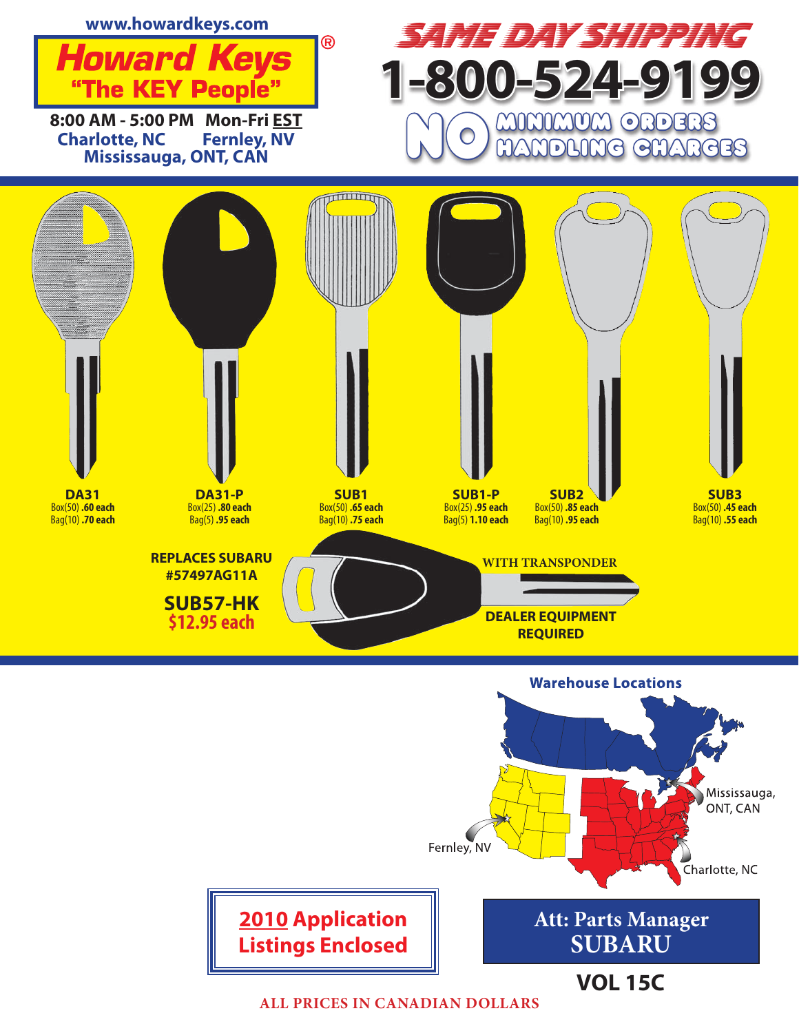www.howardkeys.com

# Howard Keys®
## "The KEY People"

**8:00 AM - 5:00 PM Mon-Fri EST**

Charlotte, NC Fernley, NV
Mississauga, ONT, CAN

# SAME DAY SHIPPING
# 1-800-524-9199

**NO MINIMUM ORDERS**
**NO HANDLING CHARGES**

| Key | Box Price | Bag Price |
|---|---|---|
| **DA31** | Box(50) **.60 each** | Bag(10) **.70 each** |
| **DA31-P** | Box(25) **.80 each** | Bag(5) **.95 each** |
| **SUB1** | Box(50) **.65 each** | Bag(10) **.75 each** |
| **SUB1-P** | Box(25) **.95 each** | Bag(5) **1.10 each** |
| **SUB2** | Box(50) **.85 each** | Bag(10) **.95 each** |
| **SUB3** | Box(50) **.45 each** | Bag(10) **.55 each** |

**REPLACES SUBARU #57497AG11A**

**SUB57-HK**
**$12.95 each**

**WITH TRANSPONDER**

**DEALER EQUIPMENT REQUIRED**

**Warehouse Locations**

Mississauga, ONT, CAN
Fernley, NV
Charlotte, NC

**2010 Application Listings Enclosed**

**Att: Parts Manager SUBARU**

**VOL 15C**

**ALL PRICES IN CANADIAN DOLLARS**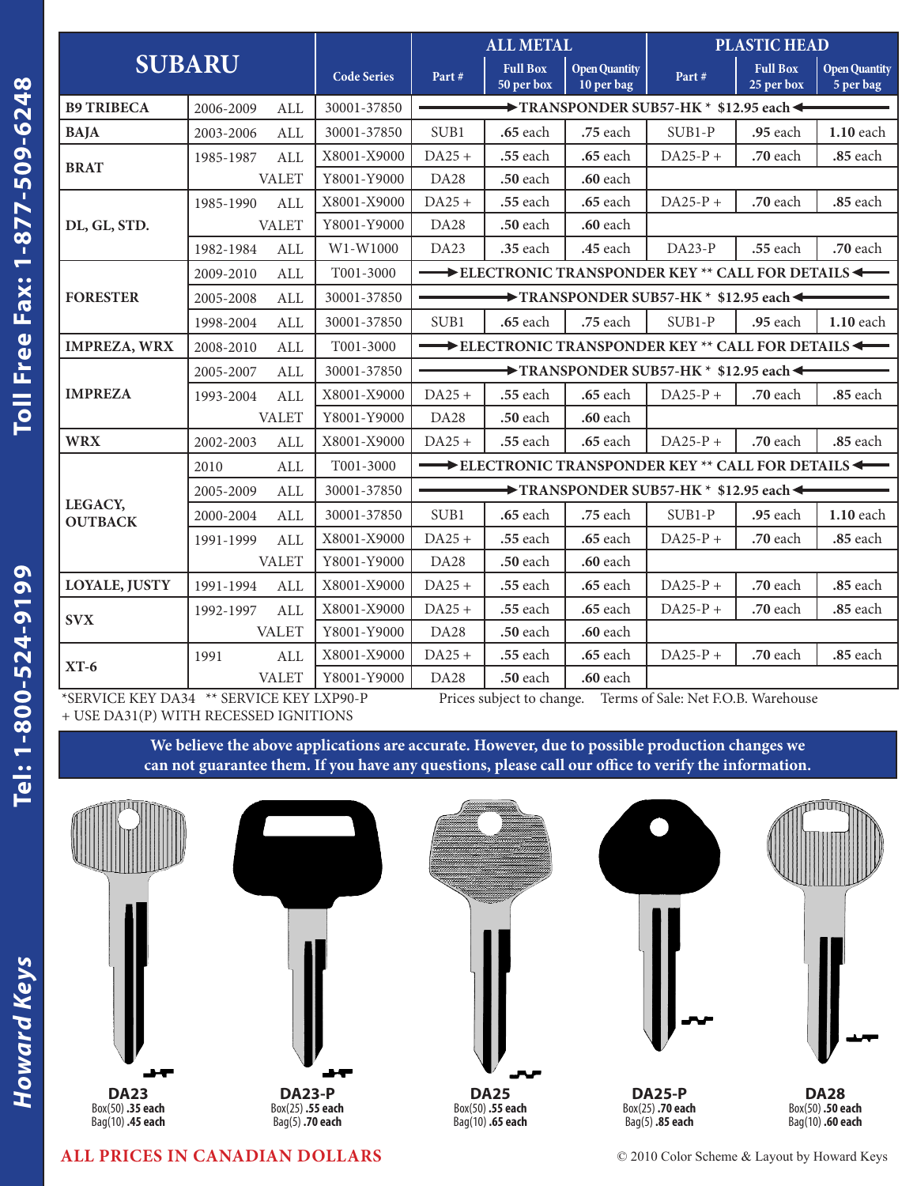| SUBARU | | Code Series | ALL METAL | | | PLASTIC HEAD | | |
|---|---|---|---|---|---|---|---|---|
| | | | Part # | Full Box 50 per box | Open Quantity 10 per bag | Part # | Full Box 25 per box | Open Quantity 5 per bag |
| B9 TRIBECA | 2006-2009 ALL | 30001-37850 | TRANSPONDER SUB57-HK * $12.95 each | | | | | |
| BAJA | 2003-2006 ALL | 30001-37850 | SUB1 | .65 each | .75 each | SUB1-P | .95 each | 1.10 each |
| BRAT | 1985-1987 ALL | X8001-X9000 | DA25 + | .55 each | .65 each | DA25-P + | .70 each | .85 each |
| | VALET | Y8001-Y9000 | DA28 | .50 each | .60 each | | | |
| DL, GL, STD. | 1985-1990 ALL | X8001-X9000 | DA25 + | .55 each | .65 each | DA25-P + | .70 each | .85 each |
| | VALET | Y8001-Y9000 | DA28 | .50 each | .60 each | | | |
| | 1982-1984 ALL | W1-W1000 | DA23 | .35 each | .45 each | DA23-P | .55 each | .70 each |
| FORESTER | 2009-2010 ALL | T001-3000 | ELECTRONIC TRANSPONDER KEY ** CALL FOR DETAILS | | | | | |
| | 2005-2008 ALL | 30001-37850 | TRANSPONDER SUB57-HK * $12.95 each | | | | | |
| | 1998-2004 ALL | 30001-37850 | SUB1 | .65 each | .75 each | SUB1-P | .95 each | 1.10 each |
| IMPREZA, WRX | 2008-2010 ALL | T001-3000 | ELECTRONIC TRANSPONDER KEY ** CALL FOR DETAILS | | | | | |
| IMPREZA | 2005-2007 ALL | 30001-37850 | TRANSPONDER SUB57-HK * $12.95 each | | | | | |
| | 1993-2004 ALL | X8001-X9000 | DA25 + | .55 each | .65 each | DA25-P + | .70 each | .85 each |
| | VALET | Y8001-Y9000 | DA28 | .50 each | .60 each | | | |
| WRX | 2002-2003 ALL | X8001-X9000 | DA25 + | .55 each | .65 each | DA25-P + | .70 each | .85 each |
| LEGACY, OUTBACK | 2010 ALL | T001-3000 | ELECTRONIC TRANSPONDER KEY ** CALL FOR DETAILS | | | | | |
| | 2005-2009 ALL | 30001-37850 | TRANSPONDER SUB57-HK * $12.95 each | | | | | |
| | 2000-2004 ALL | 30001-37850 | SUB1 | .65 each | .75 each | SUB1-P | .95 each | 1.10 each |
| | 1991-1999 ALL | X8001-X9000 | DA25 + | .55 each | .65 each | DA25-P + | .70 each | .85 each |
| | VALET | Y8001-Y9000 | DA28 | .50 each | .60 each | | | |
| LOYALE, JUSTY | 1991-1994 ALL | X8001-X9000 | DA25 + | .55 each | .65 each | DA25-P + | .70 each | .85 each |
| SVX | 1992-1997 ALL | X8001-X9000 | DA25 + | .55 each | .65 each | DA25-P + | .70 each | .85 each |
| | VALET | Y8001-Y9000 | DA28 | .50 each | .60 each | | | |
| XT-6 | 1991 ALL | X8001-X9000 | DA25 + | .55 each | .65 each | DA25-P + | .70 each | .85 each |
| | VALET | Y8001-Y9000 | DA28 | .50 each | .60 each | | | |

*SERVICE KEY DA34 ** SERVICE KEY LXP90-P
+ USE DA31(P) WITH RECESSED IGNITIONS

Prices subject to change. Terms of Sale: Net F.O.B. Warehouse

**We believe the above applications are accurate. However, due to production changes we can not guarantee them. If you have any questions, please call our office to verify the information.**

**DA23**
Box(50) **.35 each**
Bag(10) **.45 each**

**DA23-P**
Box(25) **.55 each**
Bag(5) **.70 each**

**DA25**
Box(50) **.55 each**
Bag(10) **.65 each**

**DA25-P**
Box(25) **.70 each**
Bag(5) **.85 each**

**DA28**
Box(50) **.50 each**
Bag(10) **.60 each**

**ALL PRICES IN CANADIAN DOLLARS**

© 2010 Color Scheme & Layout by Howard Keys

*Howard Keys* Tel: 1-800-524-9199 Toll Free Fax: 1-877-509-6248